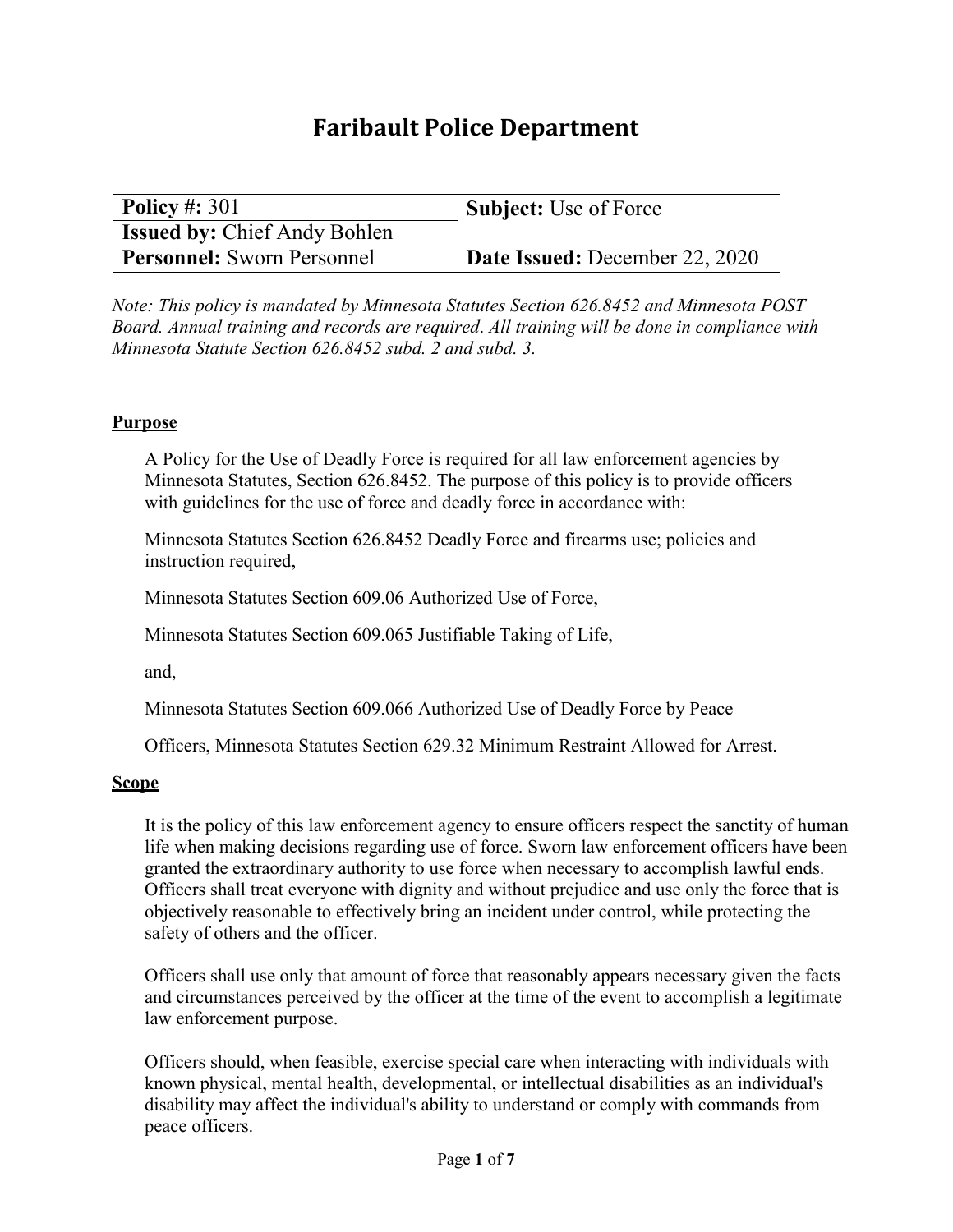# Faribault Police Department

| **Policy #:** 301 | **Subject:** Use of Force |
| --- | --- |
| **Issued by:** Chief Andy Bohlen | |
| **Personnel:** Sworn Personnel | **Date Issued:** December 22, 2020 |

*Note: This policy is mandated by Minnesota Statutes Section 626.8452 and Minnesota POST Board. Annual training and records are required. All training will be done in compliance with Minnesota Statute Section 626.8452 subd. 2 and subd. 3.*

## Purpose

A Policy for the Use of Deadly Force is required for all law enforcement agencies by Minnesota Statutes, Section 626.8452. The purpose of this policy is to provide officers with guidelines for the use of force and deadly force in accordance with:

Minnesota Statutes Section 626.8452 Deadly Force and firearms use; policies and instruction required,

Minnesota Statutes Section 609.06 Authorized Use of Force,

Minnesota Statutes Section 609.065 Justifiable Taking of Life,

and,

Minnesota Statutes Section 609.066 Authorized Use of Deadly Force by Peace

Officers, Minnesota Statutes Section 629.32 Minimum Restraint Allowed for Arrest.

## Scope

It is the policy of this law enforcement agency to ensure officers respect the sanctity of human life when making decisions regarding use of force. Sworn law enforcement officers have been granted the extraordinary authority to use force when necessary to accomplish lawful ends. Officers shall treat everyone with dignity and without prejudice and use only the force that is objectively reasonable to effectively bring an incident under control, while protecting the safety of others and the officer.

Officers shall use only that amount of force that reasonably appears necessary given the facts and circumstances perceived by the officer at the time of the event to accomplish a legitimate law enforcement purpose.

Officers should, when feasible, exercise special care when interacting with individuals with known physical, mental health, developmental, or intellectual disabilities as an individual's disability may affect the individual's ability to understand or comply with commands from peace officers.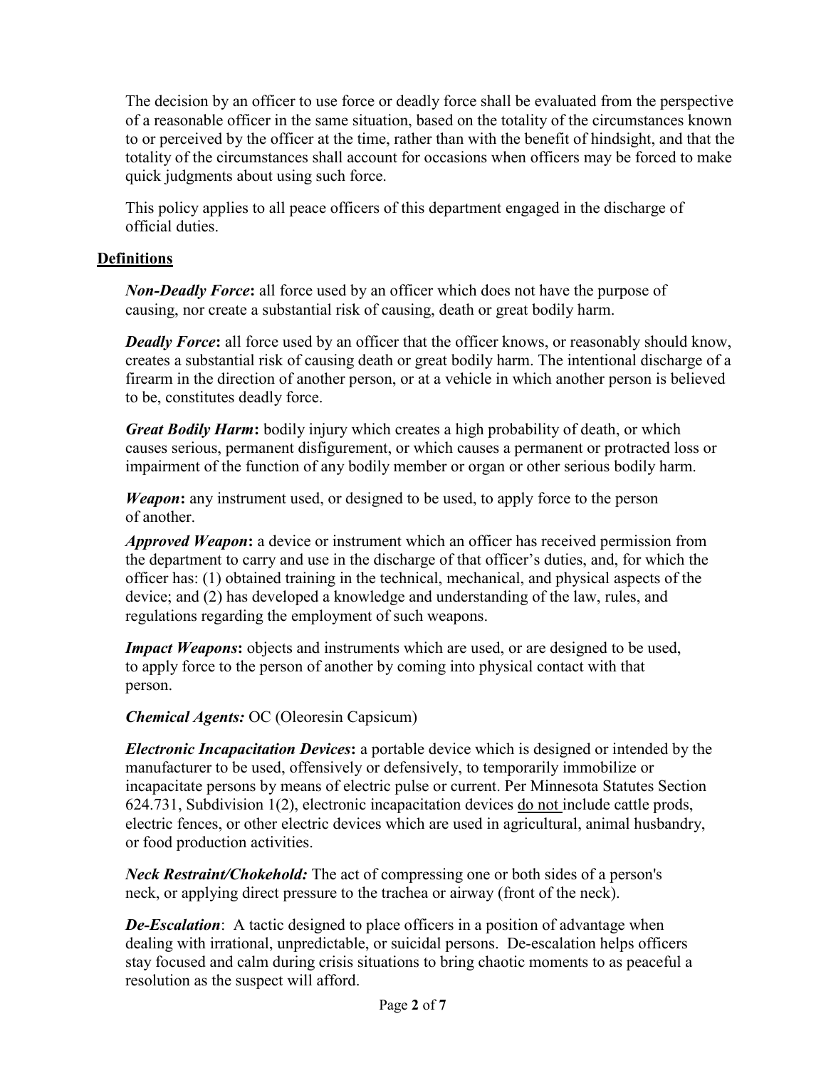The decision by an officer to use force or deadly force shall be evaluated from the perspective of a reasonable officer in the same situation, based on the totality of the circumstances known to or perceived by the officer at the time, rather than with the benefit of hindsight, and that the totality of the circumstances shall account for occasions when officers may be forced to make quick judgments about using such force.

This policy applies to all peace officers of this department engaged in the discharge of official duties.

## Definitions

***Non-Deadly Force*****:** all force used by an officer which does not have the purpose of causing, nor create a substantial risk of causing, death or great bodily harm.

***Deadly Force*****:** all force used by an officer that the officer knows, or reasonably should know, creates a substantial risk of causing death or great bodily harm. The intentional discharge of a firearm in the direction of another person, or at a vehicle in which another person is believed to be, constitutes deadly force.

***Great Bodily Harm*****:** bodily injury which creates a high probability of death, or which causes serious, permanent disfigurement, or which causes a permanent or protracted loss or impairment of the function of any bodily member or organ or other serious bodily harm.

***Weapon*****:** any instrument used, or designed to be used, to apply force to the person of another.

***Approved Weapon*****:** a device or instrument which an officer has received permission from the department to carry and use in the discharge of that officer's duties, and, for which the officer has: (1) obtained training in the technical, mechanical, and physical aspects of the device; and (2) has developed a knowledge and understanding of the law, rules, and regulations regarding the employment of such weapons.

***Impact Weapons*****:** objects and instruments which are used, or are designed to be used, to apply force to the person of another by coming into physical contact with that person.

***Chemical Agents:*** OC (Oleoresin Capsicum)

***Electronic Incapacitation Devices*****:** a portable device which is designed or intended by the manufacturer to be used, offensively or defensively, to temporarily immobilize or incapacitate persons by means of electric pulse or current. Per Minnesota Statutes Section 624.731, Subdivision 1(2), electronic incapacitation devices <u>do not</u> include cattle prods, electric fences, or other electric devices which are used in agricultural, animal husbandry, or food production activities.

***Neck Restraint/Chokehold:*** The act of compressing one or both sides of a person's neck, or applying direct pressure to the trachea or airway (front of the neck).

***De-Escalation***: A tactic designed to place officers in a position of advantage when dealing with irrational, unpredictable, or suicidal persons. De-escalation helps officers stay focused and calm during crisis situations to bring chaotic moments to as peaceful a resolution as the suspect will afford.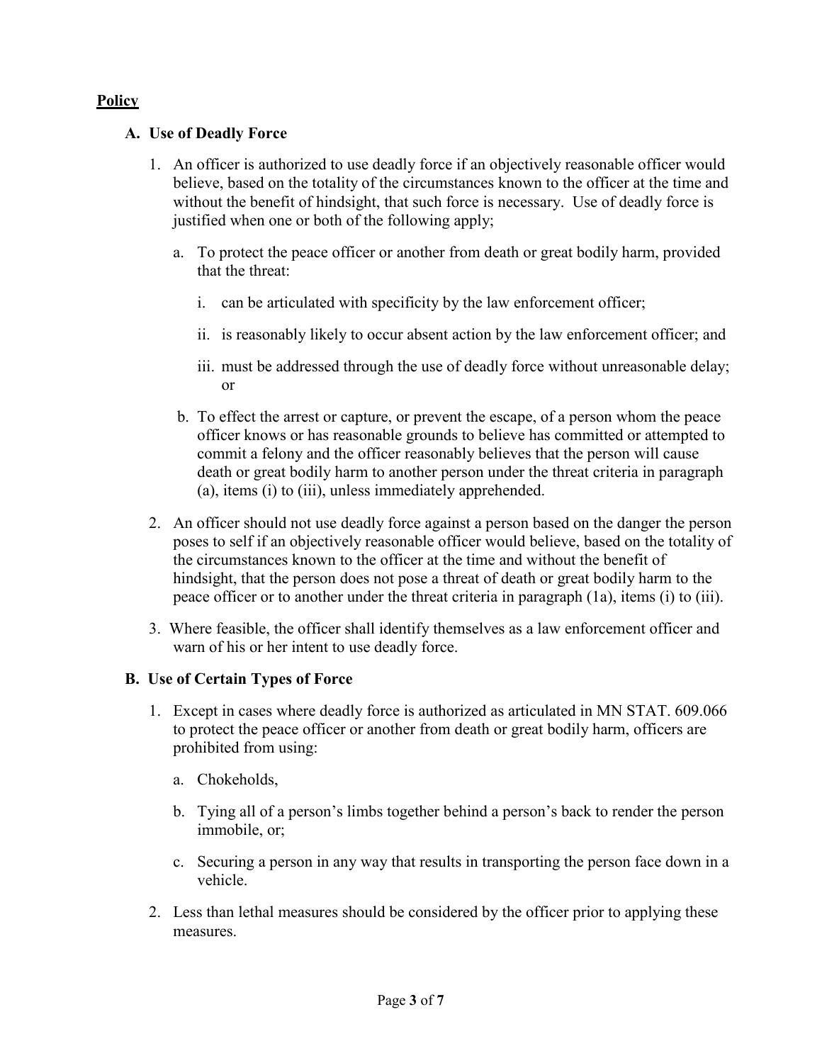**Policy**

**A. Use of Deadly Force**

1. An officer is authorized to use deadly force if an objectively reasonable officer would believe, based on the totality of the circumstances known to the officer at the time and without the benefit of hindsight, that such force is necessary. Use of deadly force is justified when one or both of the following apply;

   a. To protect the peace officer or another from death or great bodily harm, provided that the threat:

      i. can be articulated with specificity by the law enforcement officer;

      ii. is reasonably likely to occur absent action by the law enforcement officer; and

      iii. must be addressed through the use of deadly force without unreasonable delay; or

   b. To effect the arrest or capture, or prevent the escape, of a person whom the peace officer knows or has reasonable grounds to believe has committed or attempted to commit a felony and the officer reasonably believes that the person will cause death or great bodily harm to another person under the threat criteria in paragraph (a), items (i) to (iii), unless immediately apprehended.

2. An officer should not use deadly force against a person based on the danger the person poses to self if an objectively reasonable officer would believe, based on the totality of the circumstances known to the officer at the time and without the benefit of hindsight, that the person does not pose a threat of death or great bodily harm to the peace officer or to another under the threat criteria in paragraph (1a), items (i) to (iii).

3. Where feasible, the officer shall identify themselves as a law enforcement officer and warn of his or her intent to use deadly force.

**B. Use of Certain Types of Force**

1. Except in cases where deadly force is authorized as articulated in MN STAT. 609.066 to protect the peace officer or another from death or great bodily harm, officers are prohibited from using:

   a. Chokeholds,

   b. Tying all of a person's limbs together behind a person's back to render the person immobile, or;

   c. Securing a person in any way that results in transporting the person face down in a vehicle.

2. Less than lethal measures should be considered by the officer prior to applying these measures.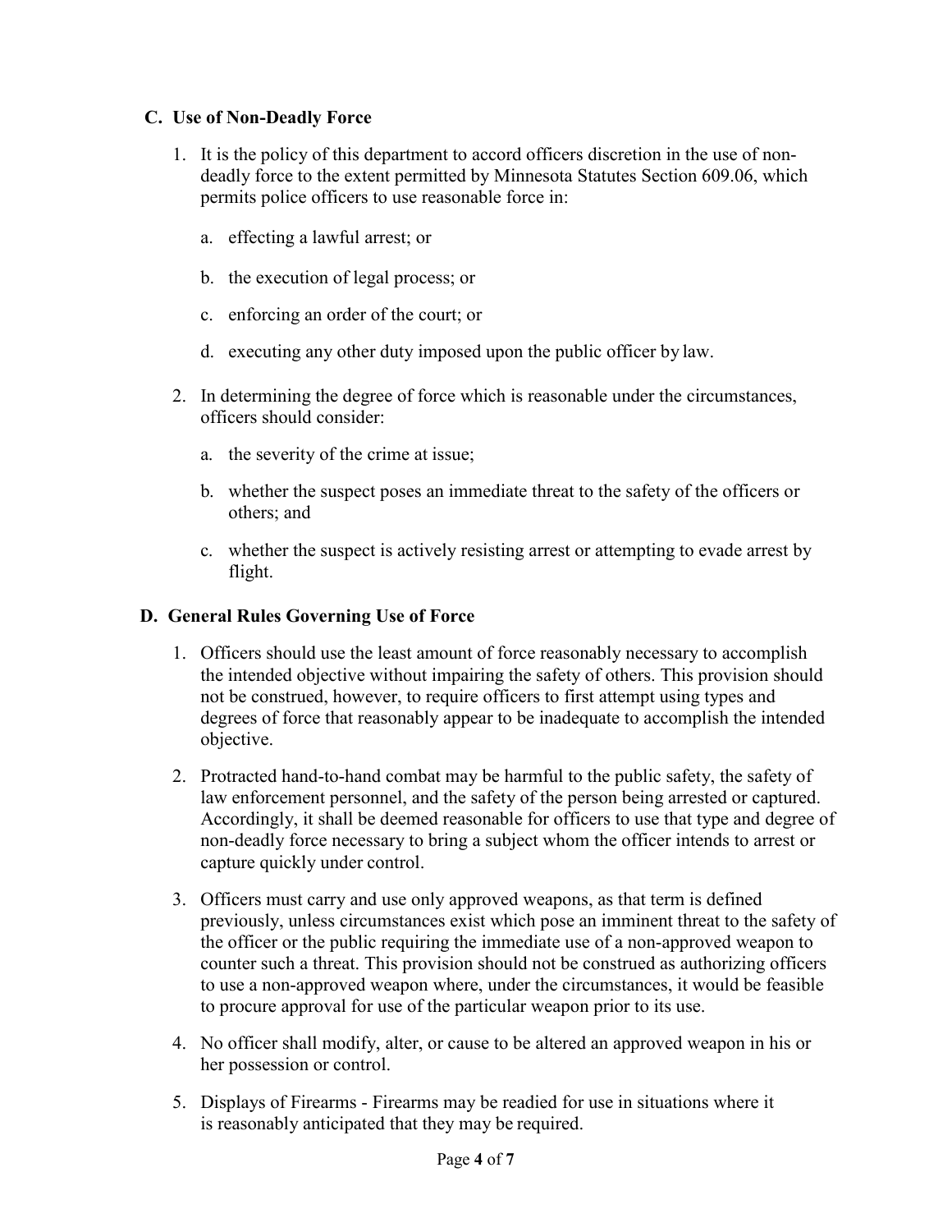### C. Use of Non-Deadly Force

1. It is the policy of this department to accord officers discretion in the use of non-deadly force to the extent permitted by Minnesota Statutes Section 609.06, which permits police officers to use reasonable force in:

   a. effecting a lawful arrest; or

   b. the execution of legal process; or

   c. enforcing an order of the court; or

   d. executing any other duty imposed upon the public officer by law.

2. In determining the degree of force which is reasonable under the circumstances, officers should consider:

   a. the severity of the crime at issue;

   b. whether the suspect poses an immediate threat to the safety of the officers or others; and

   c. whether the suspect is actively resisting arrest or attempting to evade arrest by flight.

### D. General Rules Governing Use of Force

1. Officers should use the least amount of force reasonably necessary to accomplish the intended objective without impairing the safety of others. This provision should not be construed, however, to require officers to first attempt using types and degrees of force that reasonably appear to be inadequate to accomplish the intended objective.

2. Protracted hand-to-hand combat may be harmful to the public safety, the safety of law enforcement personnel, and the safety of the person being arrested or captured. Accordingly, it shall be deemed reasonable for officers to use that type and degree of non-deadly force necessary to bring a subject whom the officer intends to arrest or capture quickly under control.

3. Officers must carry and use only approved weapons, as that term is defined previously, unless circumstances exist which pose an imminent threat to the safety of the officer or the public requiring the immediate use of a non-approved weapon to counter such a threat. This provision should not be construed as authorizing officers to use a non-approved weapon where, under the circumstances, it would be feasible to procure approval for use of the particular weapon prior to its use.

4. No officer shall modify, alter, or cause to be altered an approved weapon in his or her possession or control.

5. Displays of Firearms - Firearms may be readied for use in situations where it is reasonably anticipated that they may be required.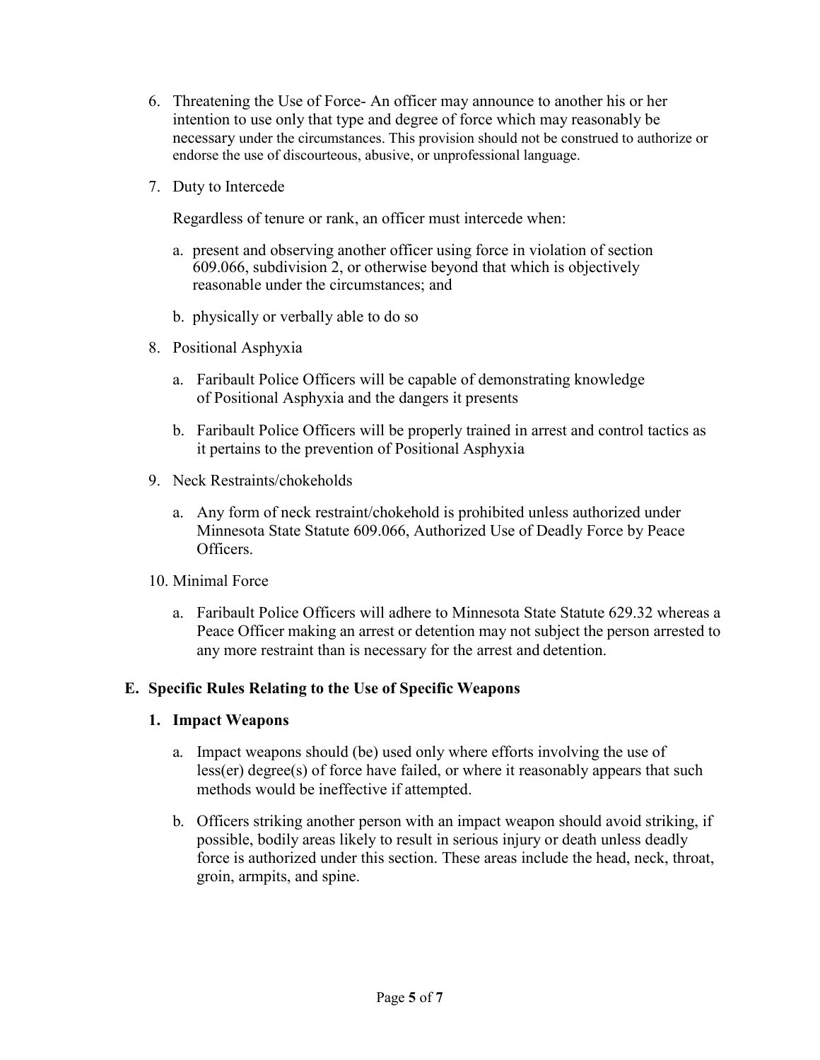6. Threatening the Use of Force- An officer may announce to another his or her intention to use only that type and degree of force which may reasonably be necessary under the circumstances. This provision should not be construed to authorize or endorse the use of discourteous, abusive, or unprofessional language.

7. Duty to Intercede

   Regardless of tenure or rank, an officer must intercede when:

   a. present and observing another officer using force in violation of section 609.066, subdivision 2, or otherwise beyond that which is objectively reasonable under the circumstances; and

   b. physically or verbally able to do so

8. Positional Asphyxia

   a. Faribault Police Officers will be capable of demonstrating knowledge of Positional Asphyxia and the dangers it presents

   b. Faribault Police Officers will be properly trained in arrest and control tactics as it pertains to the prevention of Positional Asphyxia

9. Neck Restraints/chokeholds

   a. Any form of neck restraint/chokehold is prohibited unless authorized under Minnesota State Statute 609.066, Authorized Use of Deadly Force by Peace Officers.

10. Minimal Force

    a. Faribault Police Officers will adhere to Minnesota State Statute 629.32 whereas a Peace Officer making an arrest or detention may not subject the person arrested to any more restraint than is necessary for the arrest and detention.

## E. Specific Rules Relating to the Use of Specific Weapons

### 1. Impact Weapons

a. Impact weapons should (be) used only where efforts involving the use of less(er) degree(s) of force have failed, or where it reasonably appears that such methods would be ineffective if attempted.

b. Officers striking another person with an impact weapon should avoid striking, if possible, bodily areas likely to result in serious injury or death unless deadly force is authorized under this section. These areas include the head, neck, throat, groin, armpits, and spine.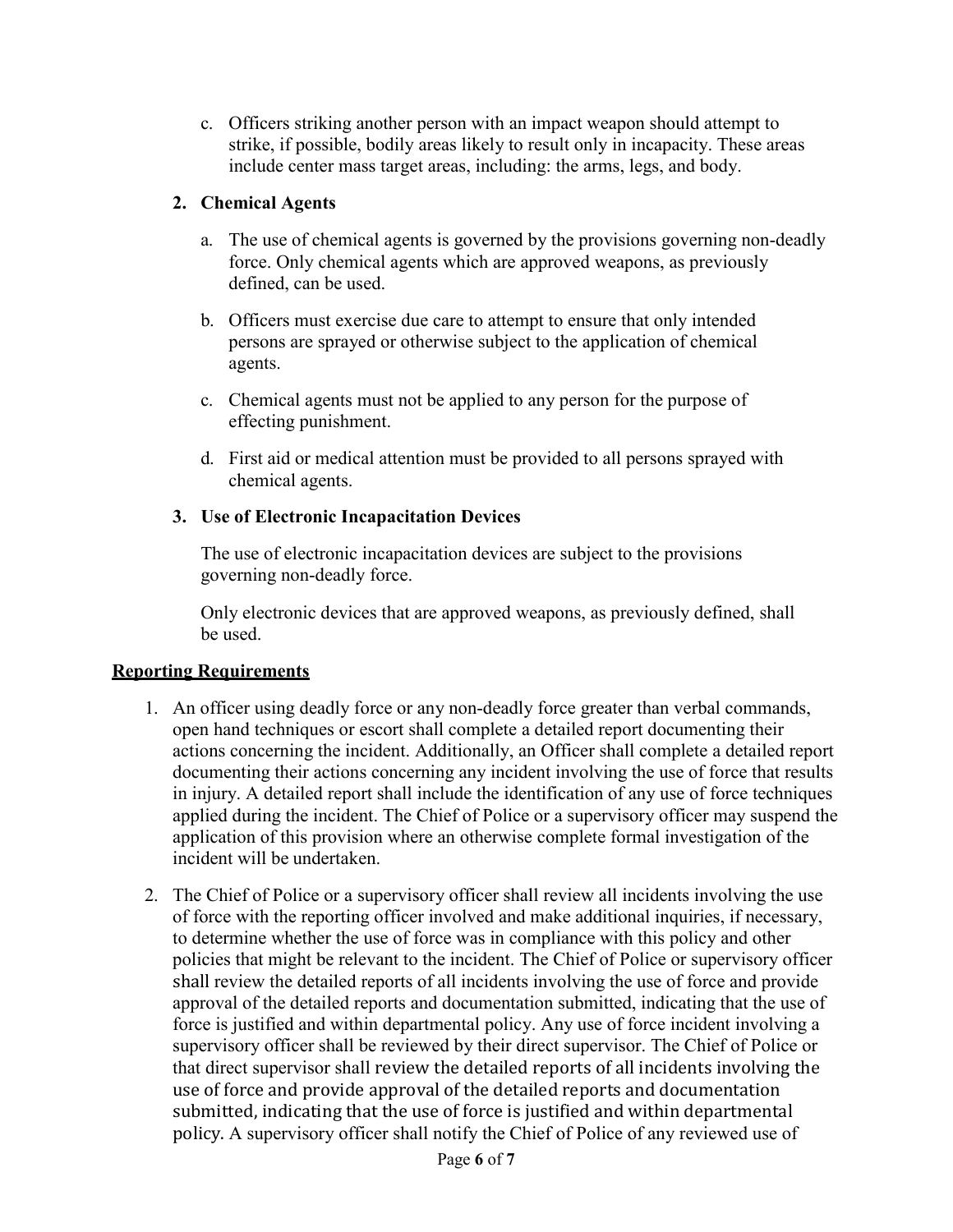c. Officers striking another person with an impact weapon should attempt to strike, if possible, bodily areas likely to result only in incapacity. These areas include center mass target areas, including: the arms, legs, and body.

**2. Chemical Agents**

a. The use of chemical agents is governed by the provisions governing non-deadly force. Only chemical agents which are approved weapons, as previously defined, can be used.

b. Officers must exercise due care to attempt to ensure that only intended persons are sprayed or otherwise subject to the application of chemical agents.

c. Chemical agents must not be applied to any person for the purpose of effecting punishment.

d. First aid or medical attention must be provided to all persons sprayed with chemical agents.

**3. Use of Electronic Incapacitation Devices**

The use of electronic incapacitation devices are subject to the provisions governing non-deadly force.

Only electronic devices that are approved weapons, as previously defined, shall be used.

**Reporting Requirements**

1. An officer using deadly force or any non-deadly force greater than verbal commands, open hand techniques or escort shall complete a detailed report documenting their actions concerning the incident. Additionally, an Officer shall complete a detailed report documenting their actions concerning any incident involving the use of force that results in injury. A detailed report shall include the identification of any use of force techniques applied during the incident. The Chief of Police or a supervisory officer may suspend the application of this provision where an otherwise complete formal investigation of the incident will be undertaken.

2. The Chief of Police or a supervisory officer shall review all incidents involving the use of force with the reporting officer involved and make additional inquiries, if necessary, to determine whether the use of force was in compliance with this policy and other policies that might be relevant to the incident. The Chief of Police or supervisory officer shall review the detailed reports of all incidents involving the use of force and provide approval of the detailed reports and documentation submitted, indicating that the use of force is justified and within departmental policy. Any use of force incident involving a supervisory officer shall be reviewed by their direct supervisor. The Chief of Police or that direct supervisor shall review the detailed reports of all incidents involving the use of force and provide approval of the detailed reports and documentation submitted, indicating that the use of force is justified and within departmental policy. A supervisory officer shall notify the Chief of Police of any reviewed use of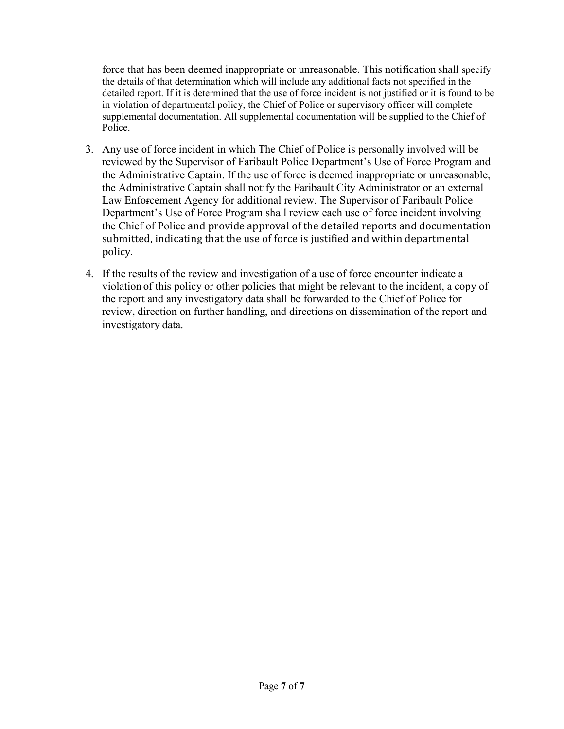force that has been deemed inappropriate or unreasonable. This notification shall specify the details of that determination which will include any additional facts not specified in the detailed report. If it is determined that the use of force incident is not justified or it is found to be in violation of departmental policy, the Chief of Police or supervisory officer will complete supplemental documentation. All supplemental documentation will be supplied to the Chief of Police.

3. Any use of force incident in which The Chief of Police is personally involved will be reviewed by the Supervisor of Faribault Police Department's Use of Force Program and the Administrative Captain. If the use of force is deemed inappropriate or unreasonable, the Administrative Captain shall notify the Faribault City Administrator or an external Law Enforcement Agency for additional review. The Supervisor of Faribault Police Department's Use of Force Program shall review each use of force incident involving the Chief of Police and provide approval of the detailed reports and documentation submitted, indicating that the use of force is justified and within departmental policy.

4. If the results of the review and investigation of a use of force encounter indicate a violation of this policy or other policies that might be relevant to the incident, a copy of the report and any investigatory data shall be forwarded to the Chief of Police for review, direction on further handling, and directions on dissemination of the report and investigatory data.